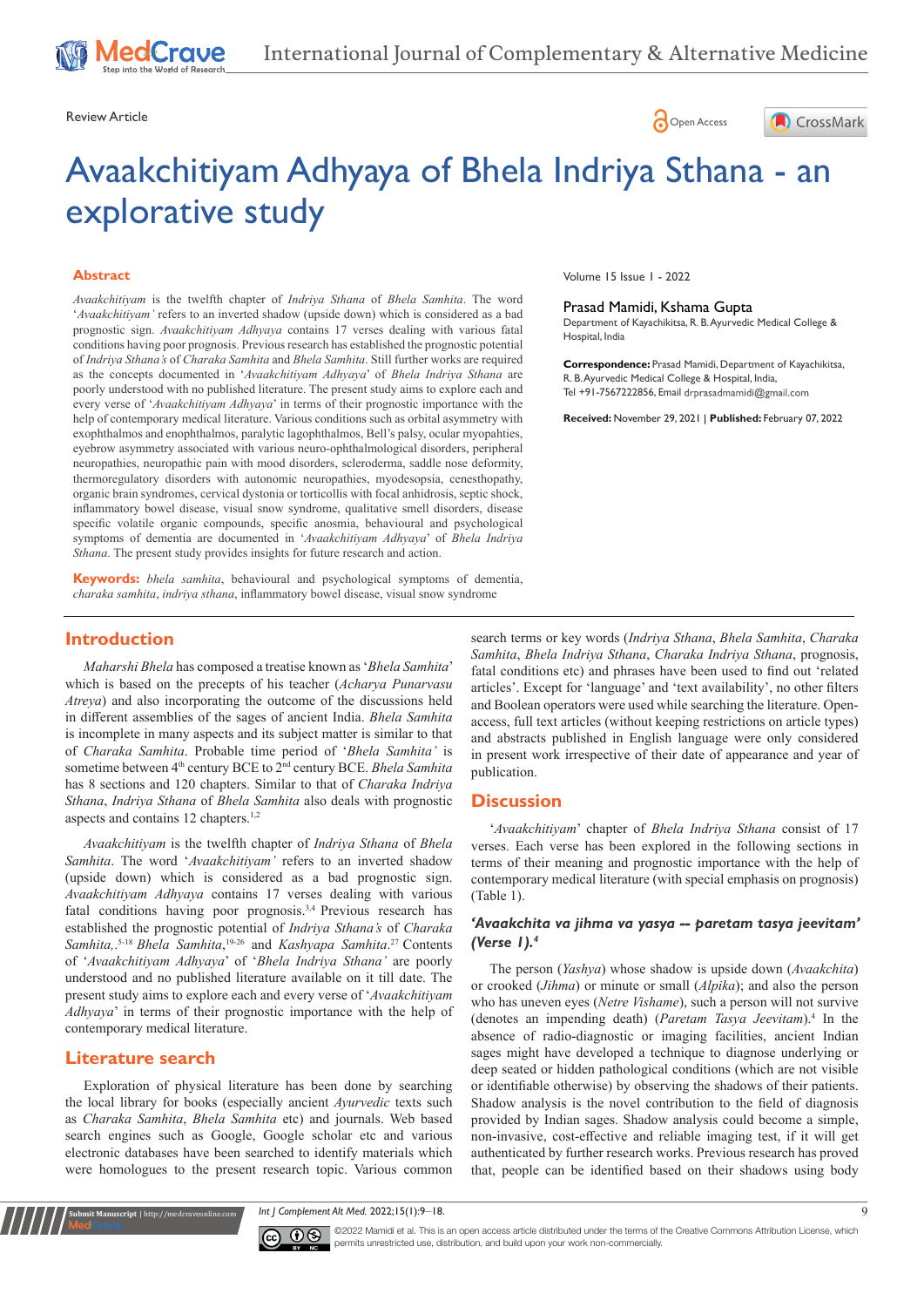Review Article

# Avaakchitiyam Adhyaya of Bhela Indriya Sthana - an explorative study

Volume 15 Issue 1 - 2022

Prasad Mamidi, Kshama Gupta

Department of Kayachikitsa, R. B. Ayurvedic Medical College & Hospital, India

**Correspondence:** Prasad Mamidi, Department of Kayachikitsa, R. B. Ayurvedic Medical College & Hospital, India, Tel +91-7567222856, Email drprasadmamidi@gmail.com

**Received:** November 29, 2021 | **Published:** February 07, 2022

## Abstract

*Avaakchitiyam* is the twelfth chapter of *Indriya Sthana* of *Bhela Samhita*. The word '*Avaakchitiyam'* refers to an inverted shadow (upside down) which is considered as a bad prognostic sign. *Avaakchitiyam Adhyaya* contains 17 verses dealing with various fatal conditions having poor prognosis. Previous research has established the prognostic potential of *Indriya Sthana's* of *Charaka Samhita* and *Bhela Samhita*. Still further works are required as the concepts documented in '*Avaakchitiyam Adhyaya*' of *Bhela Indriya Sthana* are poorly understood with no published literature. The present study aims to explore each and every verse of '*Avaakchitiyam Adhyaya*' in terms of their prognostic importance with the help of contemporary medical literature. Various conditions such as orbital asymmetry with exophthalmos and enophthalmos, paralytic lagophthalmos, Bell's palsy, ocular myopathies, eyebrow asymmetry associated with various neuro-ophthalmological disorders, peripheral neuropathies, neuropathic pain with mood disorders, scleroderma, saddle nose deformity, thermoregulatory disorders with autonomic neuropathies, myodesopsia, cenesthopathy, organic brain syndromes, cervical dystonia or torticollis with focal anhidrosis, septic shock, inflammatory bowel disease, visual snow syndrome, qualitative smell disorders, disease specific volatile organic compounds, specific anosmia, behavioural and psychological symptoms of dementia are documented in '*Avaakchitiyam Adhyaya*' of *Bhela Indriya Sthana*. The present study provides insights for future research and action.

**Keywords:** *bhela samhita*, behavioural and psychological symptoms of dementia, *charaka samhita*, *indriya sthana*, inflammatory bowel disease, visual snow syndrome

## Introduction

*Maharshi Bhela* has composed a treatise known as '*Bhela Samhita*' which is based on the precepts of his teacher (*Acharya Punarvasu Atreya*) and also incorporating the outcome of the discussions held in different assemblies of the sages of ancient India. *Bhela Samhita* is incomplete in many aspects and its subject matter is similar to that of *Charaka Samhita*. Probable time period of '*Bhela Samhita'* is sometime between 4th century BCE to 2nd century BCE. *Bhela Samhita* has 8 sections and 120 chapters. Similar to that of *Charaka Indriya Sthana*, *Indriya Sthana* of *Bhela Samhita* also deals with prognostic aspects and contains 12 chapters.[1,2]

*Avaakchitiyam* is the twelfth chapter of *Indriya Sthana* of *Bhela Samhita*. The word '*Avaakchitiyam*' refers to an inverted shadow (upside down) which is considered as a bad prognostic sign. *Avaakchitiyam Adhyaya* contains 17 verses dealing with various fatal conditions having poor prognosis.[3,4] Previous research has established the prognostic potential of *Indriya Sthana's* of *Charaka Samhita*,[5-18] *Bhela Samhita*,[19-26] and *Kashyapa Samhita*.[27] Contents of '*Avaakchitiyam Adhyaya*' of '*Bhela Indriya Sthana'* are poorly understood and no published literature available on it till date. The present study aims to explore each and every verse of '*Avaakchitiyam Adhyaya*' in terms of their prognostic importance with the help of contemporary medical literature.

## Literature search

Exploration of physical literature has been done by searching the local library for books (especially ancient *Ayurvedic* texts such as *Charaka Samhita*, *Bhela Samhita* etc) and journals. Web based search engines such as Google, Google scholar etc and various electronic databases have been searched to identify materials which were homologues to the present research topic. Various common search terms or key words (*Indriya Sthana*, *Bhela Samhita*, *Charaka Samhita*, *Bhela Indriya Sthana*, *Charaka Indriya Sthana*, prognosis, fatal conditions etc) and phrases have been used to find out 'related articles'. Except for 'language' and 'text availability', no other filters and Boolean operators were used while searching the literature. Open-access, full text articles (without keeping restrictions on article types) and abstracts published in English language were only considered in present work irrespective of their date of appearance and year of publication.

## Discussion

'*Avaakchitiyam*' chapter of *Bhela Indriya Sthana* consist of 17 verses. Each verse has been explored in the following sections in terms of their meaning and prognostic importance with the help of contemporary medical literature (with special emphasis on prognosis) (Table 1).

### *'Avaakchita va jihma va yasya -- paretam tasya jeevitam'* (Verse 1).[4]

The person (*Yashya*) whose shadow is upside down (*Avaakchita*) or crooked (*Jihma*) or minute or small (*Alpika*); and also the person who has uneven eyes (*Netre Vishame*), such a person will not survive (denotes an impending death) (*Paretam Tasya Jeevitam*).[4] In the absence of radio-diagnostic or imaging facilities, ancient Indian sages might have developed a technique to diagnose underlying or deep seated or hidden pathological conditions (which are not visible or identifiable otherwise) by observing the shadows of their patients. Shadow analysis is the novel contribution to the field of diagnosis provided by Indian sages. Shadow analysis could become a simple, non-invasive, cost-effective and reliable imaging test, if it will get authenticated by further research works. Previous research has proved that, people can be identified based on their shadows using body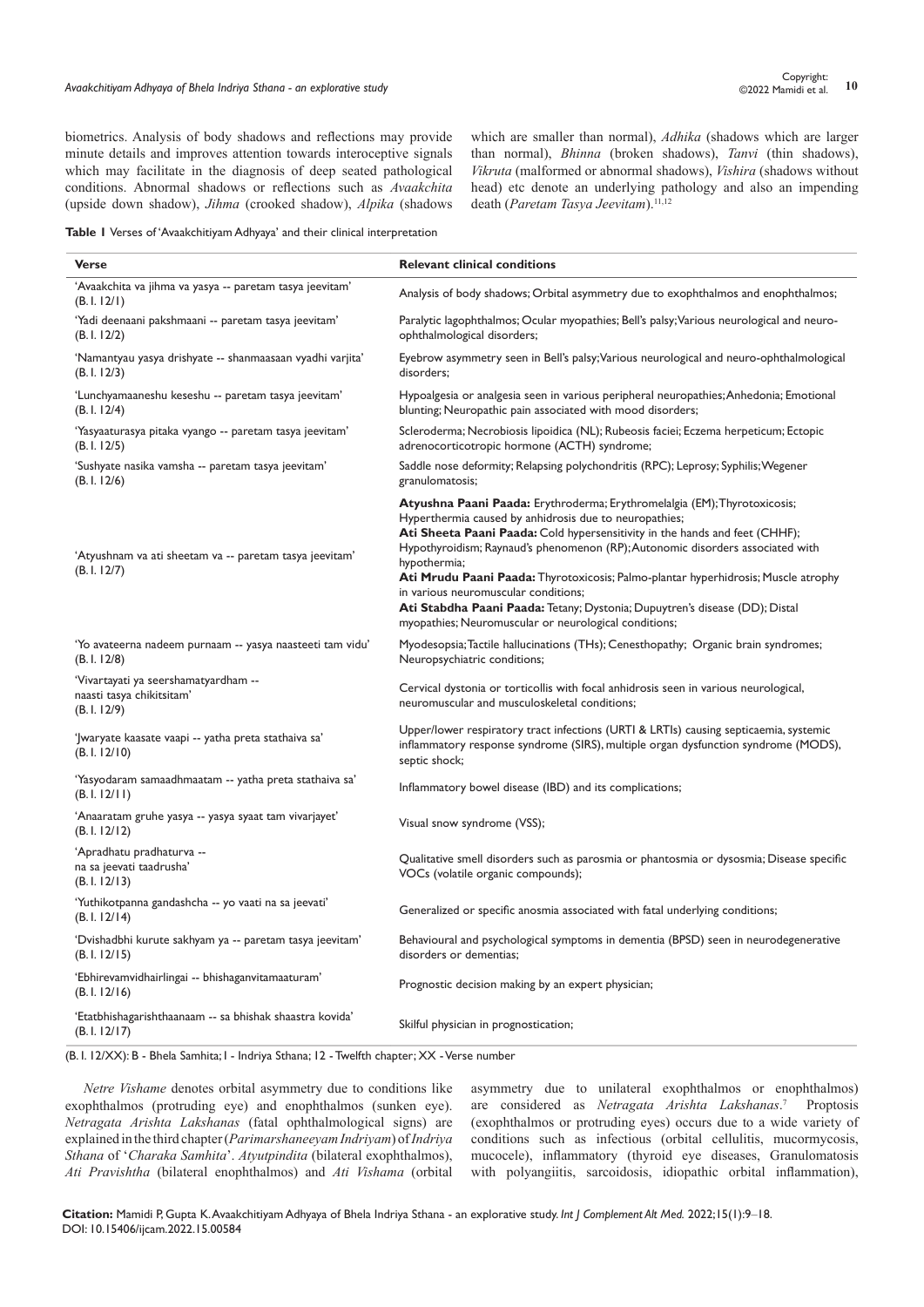biometrics. Analysis of body shadows and reflections may provide minute details and improves attention towards interoceptive signals which may facilitate in the diagnosis of deep seated pathological conditions. Abnormal shadows or reflections such as *Avaakchita* (upside down shadow), *Jihma* (crooked shadow), *Alpika* (shadows which are smaller than normal), *Adhika* (shadows which are larger than normal), *Bhinna* (broken shadows), *Tanvi* (thin shadows), *Vikruta* (malformed or abnormal shadows), *Vishira* (shadows without head) etc denote an underlying pathology and also an impending death (*Paretam Tasya Jeevitam*).[11,12]

**Table 1** Verses of 'Avaakchitiyam Adhyaya' and their clinical interpretation

| Verse | Relevant clinical conditions |
|---|---|
| 'Avaakchita va jihma va yasya -- paretam tasya jeevitam' (B. I. 12/1) | Analysis of body shadows; Orbital asymmetry due to exophthalmos and enophthalmos; |
| 'Yadi deenaani pakshmaani -- paretam tasya jeevitam' (B. I. 12/2) | Paralytic lagophthalmos; Ocular myopathies; Bell's palsy; Various neurological and neuro-ophthalmological disorders; |
| 'Namantyau yasya drishyate -- shanmaasaan vyadhi varjita' (B. I. 12/3) | Eyebrow asymmetry seen in Bell's palsy; Various neurological and neuro-ophthalmological disorders; |
| 'Lunchyamaaneshu keseshu -- paretam tasya jeevitam' (B. I. 12/4) | Hypoalgesia or analgesia seen in various peripheral neuropathies; Anhedonia; Emotional blunting; Neuropathic pain associated with mood disorders; |
| 'Yasyaaturasya pitaka vyango -- paretam tasya jeevitam' (B. I. 12/5) | Scleroderma; Necrobiosis lipoidica (NL); Rubeosis faciei; Eczema herpeticum; Ectopic adrenocorticotropic hormone (ACTH) syndrome; |
| 'Sushyate nasika vamsha -- paretam tasya jeevitam' (B. I. 12/6) | Saddle nose deformity; Relapsing polychondritis (RPC); Leprosy; Syphilis; Wegener granulomatosis; |
| 'Atyushnam va ati sheetam va -- paretam tasya jeevitam' (B. I. 12/7) | **Atyushna Paani Paada:** Erythroderma; Erythromelalgia (EM); Thyrotoxicosis; Hyperthermia caused by anhidrosis due to neuropathies; **Ati Sheeta Paani Paada:** Cold hypersensitivity in the hands and feet (CHHF); Hypothyroidism; Raynaud's phenomenon (RP); Autonomic disorders associated with hypothermia; **Ati Mrudu Paani Paada:** Thyrotoxicosis; Palmo-plantar hyperhidrosis; Muscle atrophy in various neuromuscular conditions; **Ati Stabdha Paani Paada:** Tetany; Dystonia; Dupuytren's disease (DD); Distal myopathies; Neuromuscular or neurological conditions; |
| 'Yo avateerna nadeem purnaam -- yasya naasteeti tam vidu' (B. I. 12/8) | Myodesopsia; Tactile hallucinations (THs); Cenesthopathy; Organic brain syndromes; Neuropsychiatric conditions; |
| 'Vivartayati ya seershamatyardham -- naasti tasya chikitsitam' (B. I. 12/9) | Cervical dystonia or torticollis with focal anhidrosis seen in various neurological, neuromuscular and musculoskeletal conditions; |
| 'Jwaryate kaasate vaapi -- yatha preta stathaiva sa' (B. I. 12/10) | Upper/lower respiratory tract infections (URTI & LRTIs) causing septicaemia, systemic inflammatory response syndrome (SIRS), multiple organ dysfunction syndrome (MODS), septic shock; |
| 'Yasyodaram samaadhmaatam -- yatha preta stathaiva sa' (B. I. 12/11) | Inflammatory bowel disease (IBD) and its complications; |
| 'Anaaratam gruhe yasya -- yasya syaat tam vivarjayet' (B. I. 12/12) | Visual snow syndrome (VSS); |
| 'Apradhatu pradhaturva -- na sa jeevati taadrusha' (B. I. 12/13) | Qualitative smell disorders such as parosmia or phantosmia or dysosmia; Disease specific VOCs (volatile organic compounds); |
| 'Yuthikotpanna gandashcha -- yo vaati na sa jeevati' (B. I. 12/14) | Generalized or specific anosmia associated with fatal underlying conditions; |
| 'Dvishadbhi kurute sakhyam ya -- paretam tasya jeevitam' (B. I. 12/15) | Behavioural and psychological symptoms in dementia (BPSD) seen in neurodegenerative disorders or dementias; |
| 'Ebhirevamvidhairlingai -- bhishaganvitamaaturam' (B. I. 12/16) | Prognostic decision making by an expert physician; |
| 'Etatbhishagarishthaanaam -- sa bhishak shaastra kovida' (B. I. 12/17) | Skilful physician in prognostication; |

(B. I. 12/XX): B - Bhela Samhita; I - Indriya Sthana; 12 - Twelfth chapter; XX - Verse number

*Netre Vishame* denotes orbital asymmetry due to conditions like exophthalmos (protruding eye) and enophthalmos (sunken eye). *Netragata Arishta Lakshanas* (fatal ophthalmological signs) are explained in the third chapter (*Parimarshaneeyam Indriyam*) of *Indriya Sthana* of '*Charaka Samhita*'. *Atyutpindita* (bilateral exophthalmos), *Ati Pravishtha* (bilateral enophthalmos) and *Ati Vishama* (orbital asymmetry due to unilateral exophthalmos or enophthalmos) are considered as *Netragata Arishta Lakshanas*.[7] Proptosis (exophthalmos or protruding eyes) occurs due to a wide variety of conditions such as infectious (orbital cellulitis, mucormycosis, mucocele), inflammatory (thyroid eye diseases, Granulomatosis with polyangiitis, sarcoidosis, idiopathic orbital inflammation),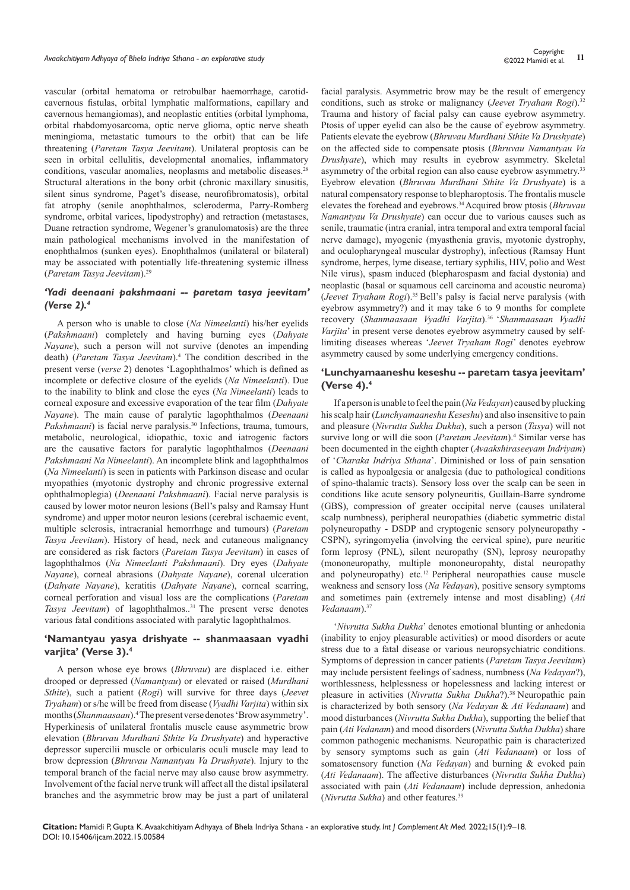vascular (orbital hematoma or retrobulbar haemorrhage, carotid-cavernous fistulas, orbital lymphatic malformations, capillary and cavernous hemangiomas), and neoplastic entities (orbital lymphoma, orbital rhabdomyosarcoma, optic nerve glioma, optic nerve sheath meningioma, metastatic tumours to the orbit) that can be life threatening (*Paretam Tasya Jeevitam*). Unilateral proptosis can be seen in orbital cellulitis, developmental anomalies, inflammatory conditions, vascular anomalies, neoplasms and metabolic diseases.[28] Structural alterations in the bony orbit (chronic maxillary sinusitis, silent sinus syndrome, Paget's disease, neurofibromatosis), orbital fat atrophy (senile anophthalmos, scleroderma, Parry-Romberg syndrome, orbital varices, lipodystrophy) and retraction (metastases, Duane retraction syndrome, Wegener's granulomatosis) are the three main pathological mechanisms involved in the manifestation of enophthalmos (sunken eyes). Enophthalmos (unilateral or bilateral) may be associated with potentially life-threatening systemic illness (*Paretam Tasya Jeevitam*).[29]

### *'Yadi deenaani pakshmaani -- paretam tasya jeevitam' (Verse 2).*[4]

A person who is unable to close (*Na Nimeelanti*) his/her eyelids (*Pakshmaani*) completely and having burning eyes (*Dahyate Nayane*), such a person will not survive (denotes an impending death) (*Paretam Tasya Jeevitam*).[4] The condition described in the present verse (*verse* 2) denotes 'Lagophthalmos' which is defined as incomplete or defective closure of the eyelids (*Na Nimeelanti*). Due to the inability to blink and close the eyes (*Na Nimeelanti*) leads to corneal exposure and excessive evaporation of the tear film (*Dahyate Nayane*). The main cause of paralytic lagophthalmos (*Deenaani Pakshmaani*) is facial nerve paralysis.[30] Infections, trauma, tumours, metabolic, neurological, idiopathic, toxic and iatrogenic factors are the causative factors for paralytic lagophthalmos (*Deenaani Pakshmaani Na Nimeelanti*). An incomplete blink and lagophthalmos (*Na Nimeelanti*) is seen in patients with Parkinson disease and ocular myopathies (myotonic dystrophy and chronic progressive external ophthalmoplegia) (*Deenaani Pakshmaani*). Facial nerve paralysis is caused by lower motor neuron lesions (Bell's palsy and Ramsay Hunt syndrome) and upper motor neuron lesions (cerebral ischaemic event, multiple sclerosis, intracranial hemorrhage and tumours) (*Paretam Tasya Jeevitam*). History of head, neck and cutaneous malignancy are considered as risk factors (*Paretam Tasya Jeevitam*) in cases of lagophthalmos (*Na Nimeelanti Pakshmaani*). Dry eyes (*Dahyate Nayane*), corneal abrasions (*Dahyate Nayane*), corenal ulceration (*Dahyate Nayane*), keratitis (*Dahyate Nayane*), corneal scarring, corneal perforation and visual loss are the complications (*Paretam Tasya Jeevitam*) of lagophthalmos..[31] The present verse denotes various fatal conditions associated with paralytic lagophthalmos.

### 'Namantyau yasya drishyate -- shanmaasaan vyadhi varjita' (Verse 3).[4]

A person whose eye brows (*Bhruvau*) are displaced i.e. either drooped or depressed (*Namantyau*) or elevated or raised (*Murdhani Sthite*), such a patient (*Rogi*) will survive for three days (*Jeevet Tryaham*) or s/he will be freed from disease (*Vyadhi Varjita*) within six months (*Shanmaasaan*).[4] The present verse denotes 'Brow asymmetry'. Hyperkinesis of unilateral frontalis muscle cause asymmetric brow elevation (*Bhruvau Murdhani Sthite Va Drushyate*) and hyperactive depressor supercilii muscle or orbicularis oculi muscle may lead to brow depression (*Bhruvau Namantyau Va Drushyate*). Injury to the temporal branch of the facial nerve may also cause brow asymmetry. Involvement of the facial nerve trunk will affect all the distal ipsilateral branches and the asymmetric brow may be just a part of unilateral facial paralysis. Asymmetric brow may be the result of emergency conditions, such as stroke or malignancy (*Jeevet Tryaham Rogi*).[32] Trauma and history of facial palsy can cause eyebrow asymmetry. Ptosis of upper eyelid can also be the cause of eyebrow asymmetry. Patients elevate the eyebrow (*Bhruvau Murdhani Sthite Va Drushyate*) on the affected side to compensate ptosis (*Bhruvau Namantyau Va Drushyate*), which may results in eyebrow asymmetry. Skeletal asymmetry of the orbital region can also cause eyebrow asymmetry.[33] Eyebrow elevation (*Bhruvau Murdhani Sthite Va Drushyate*) is a natural compensatory response to blepharoptosis. The frontalis muscle elevates the forehead and eyebrows.[34] Acquired brow ptosis (*Bhruvau Namantyau Va Drushyate*) can occur due to various causes such as senile, traumatic (intra cranial, intra temporal and extra temporal facial nerve damage), myogenic (myasthenia gravis, myotonic dystrophy, and oculopharyngeal muscular dystrophy), infectious (Ramsay Hunt syndrome, herpes, lyme disease, tertiary syphilis, HIV, polio and West Nile virus), spasm induced (blepharospasm and facial dystonia) and neoplastic (basal or squamous cell carcinoma and acoustic neuroma) (*Jeevet Tryaham Rogi*).[35] Bell's palsy is facial nerve paralysis (with eyebrow asymmetry?) and it may take 6 to 9 months for complete recovery (*Shanmaasaan Vyadhi Varjita*).[36] '*Shanmaasaan Vyadhi Varjita*' in present verse denotes eyebrow asymmetry caused by self-limiting diseases whereas '*Jeevet Tryaham Rogi*' denotes eyebrow asymmetry caused by some underlying emergency conditions.

### 'Lunchyamaaneshu keseshu -- paretam tasya jeevitam' (Verse 4).[4]

If a person is unable to feel the pain (*Na Vedayan*) caused by plucking his scalp hair (*Lunchyamaaneshu Keseshu*) and also insensitive to pain and pleasure (*Nivrutta Sukha Dukha*), such a person (*Tasya*) will not survive long or will die soon (*Paretam Jeevitam*).[4] Similar verse has been documented in the eighth chapter (*Avaakshiraseeyam Indriyam*) of '*Charaka Indriya Sthana*'. Diminished or loss of pain sensation is called as hypoalgesia or analgesia (due to pathological conditions of spino-thalamic tracts). Sensory loss over the scalp can be seen in conditions like acute sensory polyneuritis, Guillain-Barre syndrome (GBS), compression of greater occipital nerve (causes unilateral scalp numbness), peripheral neuropathies (diabetic symmetric distal polyneuropathy - DSDP and cryptogenic sensory polyneuropathy - CSPN), syringomyelia (involving the cervical spine), pure neuritic form leprosy (PNL), silent neuropathy (SN), leprosy neuropathy (mononeuropathy, multiple mononeuropahty, distal neuropathy and polyneuropathy) etc.[12] Peripheral neuropathies cause muscle weakness and sensory loss (*Na Vedayan*), positive sensory symptoms and sometimes pain (extremely intense and most disabling) (*Ati Vedanaam*).[37]

'*Nivrutta Sukha Dukha*' denotes emotional blunting or anhedonia (inability to enjoy pleasurable activities) or mood disorders or acute stress due to a fatal disease or various neuropsychiatric conditions. Symptoms of depression in cancer patients (*Paretam Tasya Jeevitam*) may include persistent feelings of sadness, numbness (*Na Vedayan*?), worthlessness, helplessness or hopelessness and lacking interest or pleasure in activities (*Nivrutta Sukha Dukha*?).[38] Neuropathic pain is characterized by both sensory (*Na Vedayan* & *Ati Vedanaam*) and mood disturbances (*Nivrutta Sukha Dukha*), supporting the belief that pain (*Ati Vedanam*) and mood disorders (*Nivrutta Sukha Dukha*) share common pathogenic mechanisms. Neuropathic pain is characterized by sensory symptoms such as gain (*Ati Vedanaam*) or loss of somatosensory function (*Na Vedayan*) and burning & evoked pain (*Ati Vedanaam*). The affective disturbances (*Nivrutta Sukha Dukha*) associated with pain (*Ati Vedanaam*) include depression, anhedonia (*Nivrutta Sukha*) and other features.[39]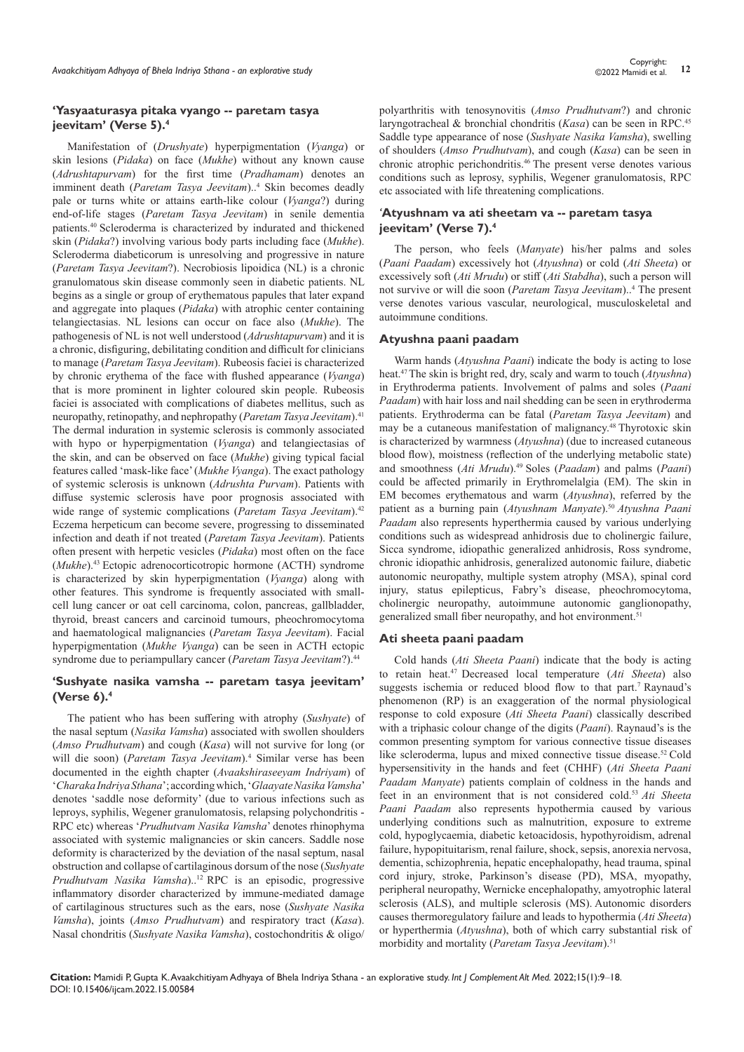### 'Yasyaaturasya pitaka vyango -- paretam tasya jeevitam' (Verse 5).[4]

Manifestation of (*Drushyate*) hyperpigmentation (*Vyanga*) or skin lesions (*Pidaka*) on face (*Mukhe*) without any known cause (*Adrushtapurvam*) for the first time (*Pradhamam*) denotes an imminent death (*Paretam Tasya Jeevitam*)..[4] Skin becomes deadly pale or turns white or attains earth-like colour (*Vyanga*?) during end-of-life stages (*Paretam Tasya Jeevitam*) in senile dementia patients.[40] Scleroderma is characterized by indurated and thickened skin (*Pidaka*?) involving various body parts including face (*Mukhe*). Scleroderma diabeticorum is unresolving and progressive in nature (*Paretam Tasya Jeevitam*?). Necrobiosis lipoidica (NL) is a chronic granulomatous skin disease commonly seen in diabetic patients. NL begins as a single or group of erythematous papules that later expand and aggregate into plaques (*Pidaka*) with atrophic center containing telangiectasias. NL lesions can occur on face also (*Mukhe*). The pathogenesis of NL is not well understood (*Adrushtapurvam*) and it is a chronic, disfiguring, debilitating condition and difficult for clinicians to manage (*Paretam Tasya Jeevitam*). Rubeosis faciei is characterized by chronic erythema of the face with flushed appearance (*Vyanga*) that is more prominent in lighter coloured skin people. Rubeosis faciei is associated with complications of diabetes mellitus, such as neuropathy, retinopathy, and nephropathy (*Paretam Tasya Jeevitam*).[41] The dermal induration in systemic sclerosis is commonly associated with hypo or hyperpigmentation (*Vyanga*) and telangiectasias of the skin, and can be observed on face (*Mukhe*) giving typical facial features called 'mask-like face' (*Mukhe Vyanga*). The exact pathology of systemic sclerosis is unknown (*Adrushta Purvam*). Patients with diffuse systemic sclerosis have poor prognosis associated with wide range of systemic complications (*Paretam Tasya Jeevitam*).[42] Eczema herpeticum can become severe, progressing to disseminated infection and death if not treated (*Paretam Tasya Jeevitam*). Patients often present with herpetic vesicles (*Pidaka*) most often on the face (*Mukhe*).[43] Ectopic adrenocorticotropic hormone (ACTH) syndrome is characterized by skin hyperpigmentation (*Vyanga*) along with other features. This syndrome is frequently associated with small-cell lung cancer or oat cell carcinoma, colon, pancreas, gallbladder, thyroid, breast cancers and carcinoid tumours, pheochromocytoma and haematological malignancies (*Paretam Tasya Jeevitam*). Facial hyperpigmentation (*Mukhe Vyanga*) can be seen in ACTH ectopic syndrome due to periampullary cancer (*Paretam Tasya Jeevitam*?).[44]

### 'Sushyate nasika vamsha -- paretam tasya jeevitam' (Verse 6).[4]

The patient who has been suffering with atrophy (*Sushyate*) of the nasal septum (*Nasika Vamsha*) associated with swollen shoulders (*Amso Prudhutvam*) and cough (*Kasa*) will not survive for long (or will die soon) (*Paretam Tasya Jeevitam*).[4] Similar verse has been documented in the eighth chapter (*Avaakshiraseeyam Indriyam*) of '*Charaka Indriya Sthana*'; according which, '*Glaayate Nasika Vamsha*' denotes 'saddle nose deformity' (due to various infections such as leproys, syphilis, Wegener granulomatosis, relapsing polychondritis - RPC etc) whereas '*Prudhutvam Nasika Vamsha*' denotes rhinophyma associated with systemic malignancies or skin cancers. Saddle nose deformity is characterized by the deviation of the nasal septum, nasal obstruction and collapse of cartilaginous dorsum of the nose (*Sushyate Prudhutvam Nasika Vamsha*)..[12] RPC is an episodic, progressive inflammatory disorder characterized by immune-mediated damage of cartilaginous structures such as the ears, nose (*Sushyate Nasika Vamsha*), joints (*Amso Prudhutvam*) and respiratory tract (*Kasa*). Nasal chondritis (*Sushyate Nasika Vamsha*), costochondritis & oligo/polyarthritis with tenosynovitis (*Amso Prudhutvam*?) and chronic laryngotracheal & bronchial chondritis (*Kasa*) can be seen in RPC.[45] Saddle type appearance of nose (*Sushyate Nasika Vamsha*), swelling of shoulders (*Amso Prudhutvam*), and cough (*Kasa*) can be seen in chronic atrophic perichondritis.[46] The present verse denotes various conditions such as leprosy, syphilis, Wegener granulomatosis, RPC etc associated with life threatening complications.

### 'Atyushnam va ati sheetam va -- paretam tasya jeevitam' (Verse 7).[4]

The person, who feels (*Manyate*) his/her palms and soles (*Paani Paadam*) excessively hot (*Atyushna*) or cold (*Ati Sheeta*) or excessively soft (*Ati Mrudu*) or stiff (*Ati Stabdha*), such a person will not survive or will die soon (*Paretam Tasya Jeevitam*)..[4] The present verse denotes various vascular, neurological, musculoskeletal and autoimmune conditions.

#### Atyushna paani paadam

Warm hands (*Atyushna Paani*) indicate the body is acting to lose heat.[47] The skin is bright red, dry, scaly and warm to touch (*Atyushna*) in Erythroderma patients. Involvement of palms and soles (*Paani Paadam*) with hair loss and nail shedding can be seen in erythroderma patients. Erythroderma can be fatal (*Paretam Tasya Jeevitam*) and may be a cutaneous manifestation of malignancy.[48] Thyrotoxic skin is characterized by warmness (*Atyushna*) (due to increased cutaneous blood flow), moistness (reflection of the underlying metabolic state) and smoothness (*Ati Mrudu*).[49] Soles (*Paadam*) and palms (*Paani*) could be affected primarily in Erythromelalgia (EM). The skin in EM becomes erythematous and warm (*Atyushna*), referred by the patient as a burning pain (*Atyushnam Manyate*).[50] *Atyushna Paani Paadam* also represents hyperthermia caused by various underlying conditions such as widespread anhidrosis due to cholinergic failure, Sicca syndrome, idiopathic generalized anhidrosis, Ross syndrome, chronic idiopathic anhidrosis, generalized autonomic failure, diabetic autonomic neuropathy, multiple system atrophy (MSA), spinal cord injury, status epilepticus, Fabry's disease, pheochromocytoma, cholinergic neuropathy, autoimmune autonomic ganglionopathy, generalized small fiber neuropathy, and hot environment.[51]

#### Ati sheeta paani paadam

Cold hands (*Ati Sheeta Paani*) indicate that the body is acting to retain heat.[47] Decreased local temperature (*Ati Sheeta*) also suggests ischemia or reduced blood flow to that part.[7] Raynaud's phenomenon (RP) is an exaggeration of the normal physiological response to cold exposure (*Ati Sheeta Paani*) classically described with a triphasic colour change of the digits (*Paani*). Raynaud's is the common presenting symptom for various connective tissue diseases like scleroderma, lupus and mixed connective tissue disease.[52] Cold hypersensitivity in the hands and feet (CHHF) (*Ati Sheeta Paani Paadam Manyate*) patients complain of coldness in the hands and feet in an environment that is not considered cold.[53] *Ati Sheeta Paani Paadam* also represents hypothermia caused by various underlying conditions such as malnutrition, exposure to extreme cold, hypoglycaemia, diabetic ketoacidosis, hypothyroidism, adrenal failure, hypopituitarism, renal failure, shock, sepsis, anorexia nervosa, dementia, schizophrenia, hepatic encephalopathy, head trauma, spinal cord injury, stroke, Parkinson's disease (PD), MSA, myopathy, peripheral neuropathy, Wernicke encephalopathy, amyotrophic lateral sclerosis (ALS), and multiple sclerosis (MS). Autonomic disorders causes thermoregulatory failure and leads to hypothermia (*Ati Sheeta*) or hyperthermia (*Atyushna*), both of which carry substantial risk of morbidity and mortality (*Paretam Tasya Jeevitam*).[51]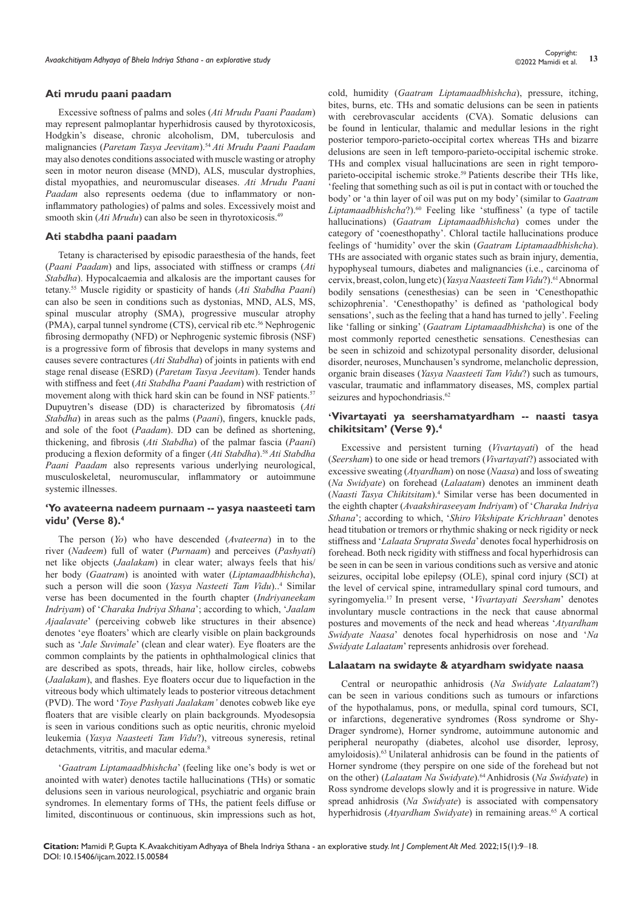### Ati mrudu paani paadam

Excessive softness of palms and soles (*Ati Mrudu Paani Paadam*) may represent palmoplantar hyperhidrosis caused by thyrotoxicosis, Hodgkin's disease, chronic alcoholism, DM, tuberculosis and malignancies (*Paretam Tasya Jeevitam*).[54] *Ati Mrudu Paani Paadam* may also denotes conditions associated with muscle wasting or atrophy seen in motor neuron disease (MND), ALS, muscular dystrophies, distal myopathies, and neuromuscular diseases. *Ati Mrudu Paani Paadam* also represents oedema (due to inflammatory or non-inflammatory pathologies) of palms and soles. Excessively moist and smooth skin (*Ati Mrudu*) can also be seen in thyrotoxicosis.[49]

### Ati stabdha paani paadam

Tetany is characterised by episodic paraesthesia of the hands, feet (*Paani Paadam*) and lips, associated with stiffness or cramps (*Ati Stabdha*). Hypocalcaemia and alkalosis are the important causes for tetany.[55] Muscle rigidity or spasticity of hands (*Ati Stabdha Paani*) can also be seen in conditions such as dystonias, MND, ALS, MS, spinal muscular atrophy (SMA), progressive muscular atrophy (PMA), carpal tunnel syndrome (CTS), cervical rib etc.[56] Nephrogenic fibrosing dermopathy (NFD) or Nephrogenic systemic fibrosis (NSF) is a progressive form of fibrosis that develops in many systems and causes severe contractures (*Ati Stabdha*) of joints in patients with end stage renal disease (ESRD) (*Paretam Tasya Jeevitam*). Tender hands with stiffness and feet (*Ati Stabdha Paani Paadam*) with restriction of movement along with thick hard skin can be found in NSF patients.[57] Dupuytren's disease (DD) is characterized by fibromatosis (*Ati Stabdha*) in areas such as the palms (*Paani*), fingers, knuckle pads, and sole of the foot (*Paadam*). DD can be defined as shortening, thickening, and fibrosis (*Ati Stabdha*) of the palmar fascia (*Paani*) producing a flexion deformity of a finger (*Ati Stabdha*).[58] *Ati Stabdha Paani Paadam* also represents various underlying neurological, musculoskeletal, neuromuscular, inflammatory or autoimmune systemic illnesses.

### 'Yo avateerna nadeem purnaam -- yasya naasteeti tam vidu' (Verse 8).[4]

The person (*Yo*) who have descended (*Avateerna*) in to the river (*Nadeem*) full of water (*Purnaam*) and perceives (*Pashyati*) net like objects (*Jaalakam*) in clear water; always feels that his/her body (*Gaatram*) is anointed with water (*Liptamaadbhishcha*), such a person will die soon (*Yasya Nasteeti Tam Vidu*)..[4] Similar verse has been documented in the fourth chapter (*Indriyaneekam Indriyam*) of '*Charaka Indriya Sthana*'; according to which, '*Jaalam Ajaalavate*' (perceiving cobweb like structures in their absence) denotes 'eye floaters' which are clearly visible on plain backgrounds such as '*Jale Suvimale*' (clean and clear water). Eye floaters are the common complaints by the patients in ophthalmological clinics that are described as spots, threads, hair like, hollow circles, cobwebs (*Jaalakam*), and flashes. Eye floaters occur due to liquefaction in the vitreous body which ultimately leads to posterior vitreous detachment (PVD). The word '*Toye Pashyati Jaalakam'* denotes cobweb like eye floaters that are visible clearly on plain backgrounds. Myodesopsia is seen in various conditions such as optic neuritis, chronic myeloid leukemia (*Yasya Naasteeti Tam Vidu*?), vitreous syneresis, retinal detachments, vitritis, and macular edema.[8]

'*Gaatram Liptamaadbhishcha*' (feeling like one's body is wet or anointed with water) denotes tactile hallucinations (THs) or somatic delusions seen in various neurological, psychiatric and organic brain syndromes. In elementary forms of THs, the patient feels diffuse or limited, discontinuous or continuous, skin impressions such as hot, cold, humidity (*Gaatram Liptamaadbhishcha*), pressure, itching, bites, burns, etc. THs and somatic delusions can be seen in patients with cerebrovascular accidents (CVA). Somatic delusions can be found in lenticular, thalamic and medullar lesions in the right posterior temporo-parieto-occipital cortex whereas THs and bizarre delusions are seen in left temporo-parieto-occipital ischemic stroke. THs and complex visual hallucinations are seen in right temporo-parieto-occipital ischemic stroke.[59] Patients describe their THs like, 'feeling that something such as oil is put in contact with or touched the body' or 'a thin layer of oil was put on my body' (similar to *Gaatram Liptamaadbhishcha*?).[60] Feeling like 'stuffiness' (a type of tactile hallucinations) (*Gaatram Liptamaadbhishcha*) comes under the category of 'coenesthopathy'. Chloral tactile hallucinations produce feelings of 'humidity' over the skin (*Gaatram Liptamaadbhishcha*). THs are associated with organic states such as brain injury, dementia, hypophyseal tumours, diabetes and malignancies (i.e., carcinoma of cervix, breast, colon, lung etc) (*Yasya Naasteeti Tam Vidu*?).[61] Abnormal bodily sensations (cenesthesias) can be seen in 'Cenesthopathic schizophrenia'. 'Cenesthopathy' is defined as 'pathological body sensations', such as the feeling that a hand has turned to jelly'. Feeling like 'falling or sinking' (*Gaatram Liptamaadbhishcha*) is one of the most commonly reported cenesthetic sensations. Cenesthesias can be seen in schizoid and schizotypal personality disorder, delusional disorder, neuroses, Munchausen's syndrome, melancholic depression, organic brain diseases (*Yasya Naasteeti Tam Vidu*?) such as tumours, vascular, traumatic and inflammatory diseases, MS, complex partial seizures and hypochondriasis.[62]

### 'Vivartayati ya seershamatyardham -- naasti tasya chikitsitam' (Verse 9).[4]

Excessive and persistent turning (*Vivartayati*) of the head (*Seersham*) to one side or head tremors (*Vivartayati*?) associated with excessive sweating (*Atyardham*) on nose (*Naasa*) and loss of sweating (*Na Swidyate*) on forehead (*Lalaatam*) denotes an imminent death (*Naasti Tasya Chikitsitam*).[4] Similar verse has been documented in the eighth chapter (*Avaakshiraseeyam Indriyam*) of '*Charaka Indriya Sthana*'; according to which, '*Shiro Vikshipate Krichhraan*' denotes head titubation or tremors or rhythmic shaking or neck rigidity or neck stiffness and '*Lalaata Sruprata Sweda*' denotes focal hyperhidrosis on forehead. Both neck rigidity with stiffness and focal hyperhidrosis can be seen in can be seen in various conditions such as versive and atonic seizures, occipital lobe epilepsy (OLE), spinal cord injury (SCI) at the level of cervical spine, intramedullary spinal cord tumours, and syringomyelia.[17] In present verse, '*Vivartayati Seersham*' denotes involuntary muscle contractions in the neck that cause abnormal postures and movements of the neck and head whereas '*Atyardham Swidyate Naasa*' denotes focal hyperhidrosis on nose and '*Na Swidyate Lalaatam*' represents anhidrosis over forehead.

### Lalaatam na swidayte & atyardham swidyate naasa

Central or neuropathic anhidrosis (*Na Swidyate Lalaatam*?) can be seen in various conditions such as tumours or infarctions of the hypothalamus, pons, or medulla, spinal cord tumours, SCI, or infarctions, degenerative syndromes (Ross syndrome or Shy-Drager syndrome), Horner syndrome, autoimmune autonomic and peripheral neuropathy (diabetes, alcohol use disorder, leprosy, amyloidosis).[63] Unilateral anhidrosis can be found in the patients of Horner syndrome (they perspire on one side of the forehead but not on the other) (*Lalaatam Na Swidyate*).[64] Anhidrosis (*Na Swidyate*) in Ross syndrome develops slowly and it is progressive in nature. Wide spread anhidrosis (*Na Swidyate*) is associated with compensatory hyperhidrosis (*Atyardham Swidyate*) in remaining areas.[65] A cortical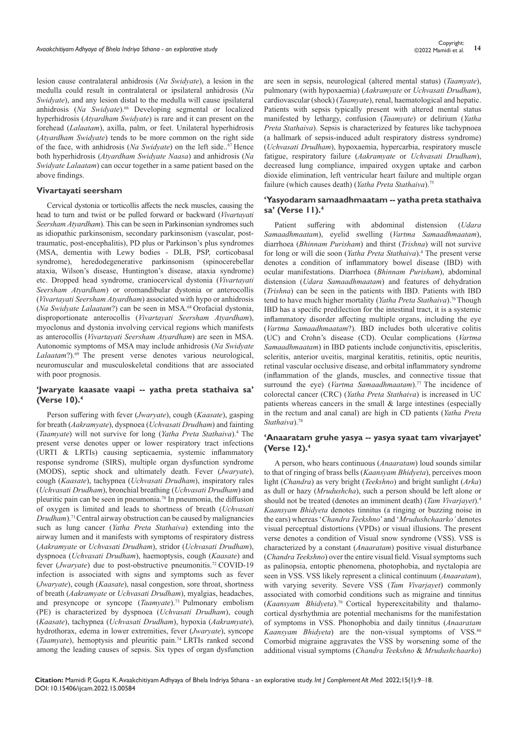lesion cause contralateral anhidrosis (*Na Swidyate*), a lesion in the medulla could result in contralateral or ipsilateral anhidrosis (*Na Swidyate*), and any lesion distal to the medulla will cause ipsilateral anhidrosis (*Na Swidyate*).[66] Developing segmental or localized hyperhidrosis (*Atyardham Swidyate*) is rare and it can present on the forehead (*Lalaatam*), axilla, palm, or feet. Unilateral hyperhidrosis (*Atyardham Swidyate*) tends to be more common on the right side of the face, with anhidrosis (*Na Swidyate*) on the left side..[67] Hence both hyperhidrosis (*Atyardham Swidyate Naasa*) and anhidrosis (*Na Swidyate Lalaatam*) can occur together in a same patient based on the above findings.

### Vivartayati seersham

Cervical dystonia or torticollis affects the neck muscles, causing the head to turn and twist or be pulled forward or backward (*Vivartayati Seersham Atyardham*). This can be seen in Parkinsonian syndromes such as idiopathic parkinsonism, secondary parkinsonism (vascular, post-traumatic, post-encephalitis), PD plus or Parkinson's plus syndromes (MSA, dementia with Lewy bodies - DLB, PSP, corticobasal syndrome), heredodegenerative parkinsonism (spinocerebellar ataxia, Wilson's disease, Huntington's disease, ataxia syndrome) etc. Dropped head syndrome, craniocervical dystonia (*Vivartayati Seersham Atyardham*) or oromandibular dystonia or anterocollis (*Vivartayati Seersham Atyardham*) associated with hypo or anhidrosis (*Na Swidyate Lalaatam*?) can be seen in MSA.[68] Orofacial dystonia, disproportionate anterocollis (*Vivartayati Seersham Atyardham*), myoclonus and dystonia involving cervical regions which manifests as anterocollis (*Vivartayati Seersham Atyardham*) are seen in MSA. Autonomic symptoms of MSA may include anhidrosis (*Na Swidyate Lalaatam*?).[69] The present verse denotes various neurological, neuromuscular and musculoskeletal conditions that are associated with poor prognosis.

### 'Jwaryate kaasate vaapi -- yatha preta stathaiva sa' (Verse 10).[4]

Person suffering with fever (*Jwaryate*), cough (*Kaasate*), gasping for breath (*Aakramyate*), dyspnoea (*Uchvasati Drudham*) and fainting (*Taamyate*) will not survive for long (*Yatha Preta Stathaiva*).[4] The present verse denotes upper or lower respiratory tract infections (URTI & LRTIs) causing septicaemia, systemic inflammatory response syndrome (SIRS), multiple organ dysfunction syndrome (MODS), septic shock and ultimately death. Fever (*Jwaryate*), cough (*Kaasate*), tachypnea (*Uchvasati Drudham*), inspiratory rales (*Uchvasati Drudham*), bronchial breathing (*Uchvasati Drudham*) and pleuritic pain can be seen in pneumonia.[70] In pneumonia, the diffusion of oxygen is limited and leads to shortness of breath (*Uchvasati Drudham*).[71] Central airway obstruction can be caused by malignancies such as lung cancer (*Yatha Preta Stathaiva*) extending into the airway lumen and it manifests with symptoms of respiratory distress (*Aakramyate* or *Uchvasati Drudham*), stridor (*Uchvasati Drudham*), dyspnoea (*Uchvasati Drudham*), haemoptysis, cough (*Kaasate*) and fever (*Jwaryate*) due to post-obstructive pneumonitis.[72] COVID-19 infection is associated with signs and symptoms such as fever (*Jwaryate*), cough (*Kaasate*), nasal congestion, sore throat, shortness of breath (*Aakramyate* or *Uchvasati Drudham*), myalgias, headaches, and presyncope or syncope (*Taamyate*).[73] Pulmonary embolism (PE) is characterized by dyspnoea (*Uchvasati Drudham*), cough (*Kaasate*), tachypnea (*Uchvasati Drudham*), hypoxia (*Aakramyate*), hydrothorax, edema in lower extremities, fever (*Jwaryate*), syncope (*Taamyate*), hemoptysis and pleuritic pain.[74] LRTIs ranked second among the leading causes of sepsis. Six types of organ dysfunction are seen in sepsis, neurological (altered mental status) (*Taamyate*), pulmonary (with hypoxaemia) (*Aakramyate* or *Uchvasati Drudham*), cardiovascular (shock) (*Taamyate*), renal, haematological and hepatic. Patients with sepsis typically present with altered mental status manifested by lethargy, confusion (*Taamyate*) or delirium (*Yatha Preta Stathaiva*). Sepsis is characterized by features like tachypnoea (a hallmark of sepsis-induced adult respiratory distress syndrome) (*Uchvasati Drudham*), hypoxaemia, hypercarbia, respiratory muscle fatigue, respiratory failure (*Aakramyate* or *Uchvasati Drudham*), decreased lung compliance, impaired oxygen uptake and carbon dioxide elimination, left ventricular heart failure and multiple organ failure (which causes death) (*Yatha Preta Stathaiva*).[75]

### 'Yasyodaram samaadhmaatam -- yatha preta stathaiva sa' (Verse 11).[4]

Patient suffering with abdominal distension (*Udara Samaadhmaatam*), eyelid swelling (*Vartma Samaadhmaatam*), diarrhoea (*Bhinnam Purisham*) and thirst (*Trishna*) will not survive for long or will die soon (*Yatha Preta Stathaiva*).[4] The present verse denotes a condition of inflammatory bowel disease (IBD) with ocular manifestations. Diarrhoea (*Bhinnam Purisham*), abdominal distension (*Udara Samaadhmaatam*) and features of dehydration (*Trishna*) can be seen in the patients with IBD. Patients with IBD tend to have much higher mortality (*Yatha Preta Stathaiva*).[76] Though IBD has a specific predilection for the intestinal tract, it is a systemic inflammatory disorder affecting multiple organs, including the eye (*Vartma Samaadhmaatam*?). IBD includes both ulcerative colitis (UC) and Crohn's disease (CD). Ocular complications (*Vartma Samaadhmaatam*) in IBD patients include conjunctivitis, episcleritis, scleritis, anterior uveitis, marginal keratitis, retinitis, optic neuritis, retinal vascular occlusive disease, and orbital inflammatory syndrome (inflammation of the glands, muscles, and connective tissue that surround the eye) (*Vartma Samaadhmaatam*).[77] The incidence of colorectal cancer (CRC) (*Yatha Preta Stathaiva*) is increased in UC patients whereas cancers in the small & large intestines (especially in the rectum and anal canal) are high in CD patients (*Yatha Preta Stathaiva*).[78]

### 'Anaaratam gruhe yasya -- yasya syaat tam vivarjayet' (Verse 12).[4]

A person, who hears continuous (*Anaaratam*) loud sounds similar to that of ringing of brass bells (*Kaansyam Bhidyeta*), perceives moon light (*Chandra*) as very bright (*Teekshno*) and bright sunlight (*Arka*) as dull or hazy (*Mrudushcha*), such a person should be left alone or should not be treated (denotes an imminent death) (*Tam Vivarjayet*).[4] *Kaansyam Bhidyeta* denotes tinnitus (a ringing or buzzing noise in the ears) whereas '*Chandra Teekshno*' and '*Mrudushchaarko'* denotes visual perceptual distortions (VPDs) or visual illusions. The present verse denotes a condition of Visual snow syndrome (VSS). VSS is characterized by a constant (*Anaaratam*) positive visual disturbance (*Chandra Teekshno*) over the entire visual field. Visual symptoms such as palinopsia, entoptic phenomena, photophobia, and nyctalopia are seen in VSS. VSS likely represent a clinical continuum (*Anaaratam*), with varying severity. Severe VSS (*Tam Vivarjayet*) commonly associated with comorbid conditions such as migraine and tinnitus (*Kaansyam Bhidyeta*).[79] Cortical hyperexcitability and thalamo-cortical dysrhythmia are potential mechanisms for the manifestation of symptoms in VSS. Phonophobia and daily tinnitus (*Anaaratam Kaansyam Bhidyeta*) are the non-visual symptoms of VSS.[80] Comorbid migraine aggravates the VSS by worsening some of the additional visual symptoms (*Chandra Teekshno* & *Mrudushchaarko*)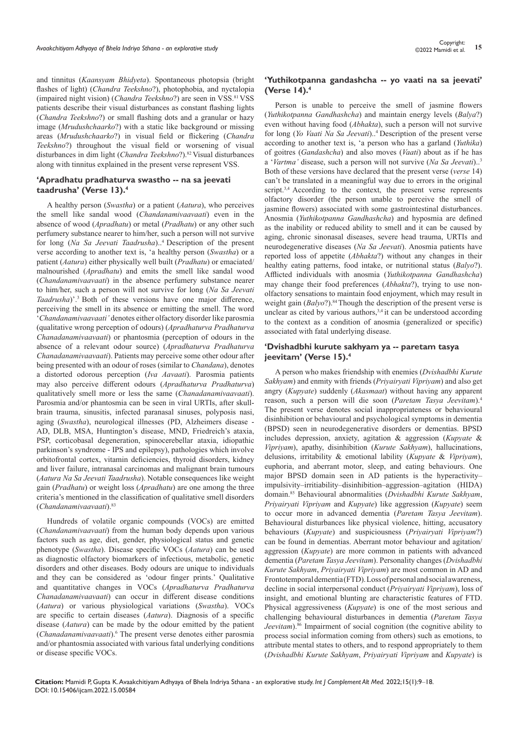and tinnitus (*Kaansyam Bhidyeta*). Spontaneous photopsia (bright flashes of light) (*Chandra Teekshno*?), photophobia, and nyctalopia (impaired night vision) (*Chandra Teekshno*?) are seen in VSS.[81] VSS patients describe their visual disturbances as constant flashing lights (*Chandra Teekshno*?) or small flashing dots and a granular or hazy image (*Mrudushchaarko*?) with a static like background or missing areas (*Mrudushchaarko*?) in visual field or flickering (*Chandra Teekshno*?) throughout the visual field or worsening of visual disturbances in dim light (*Chandra Teekshno*?).[82] Visual disturbances along with tinnitus explained in the present verse represent VSS.

## 'Apradhatu pradhaturva swastho -- na sa jeevati taadrusha' (Verse 13).[4]

A healthy person (*Swastha*) or a patient (*Aatura*), who perceives the smell like sandal wood (*Chandanamivaavaati*) even in the absence of wood (*Apradhatu*) or metal (*Pradhatu*) or any other such perfumery substance nearer to him/her, such a person will not survive for long (*Na Sa Jeevati Taadrusha*)..[4] Description of the present verse according to another text is, 'a healthy person (*Swastha*) or a patient (*Aatura*) either physically well built (*Pradhatu*) or emaciated/malnourished (*Apradhatu*) and emits the smell like sandal wood (*Chandanamivaavaati*) in the absence perfumery substance nearer to him/her, such a person will not survive for long (*Na Sa Jeevati Taadrusha*)'.[3] Both of these versions have one major difference, perceiving the smell in its absence or emitting the smell. The word '*Chandanamivaavaati'* denotes either olfactory disorder like parosmia (qualitative wrong perception of odours) (*Apradhaturva Pradhaturva Chanadanamivaavaati*) or phantosmia (perception of odours in the absence of a relevant odour source) (*Apradhaturva Pradhaturva Chanadanamivaavaati*). Patients may perceive some other odour after being presented with an odour of roses (similar to *Chandana*), denotes a distorted odorous perception (*Iva Aavaati*). Parosmia patients may also perceive different odours (*Apradhaturva Pradhaturva*) qualitatively smell more or less the same (*Chanadanamivaavaati*). Parosmia and/or phantosmia can be seen in viral URTIs, after skull-brain trauma, sinusitis, infected paranasal sinuses, polyposis nasi, aging (*Swastha*), neurological illnesses (PD, Alzheimers disease - AD, DLB, MSA, Huntington's disease, MND, Friedreich's ataxia, PSP, corticobasal degeneration, spinocerebellar ataxia, idiopathic parkinson's syndrome - IPS and epilepsy), pathologies which involve orbitofrontal cortex, vitamin deficiencies, thyroid disorders, kidney and liver failure, intranasal carcinomas and malignant brain tumours (*Aatura Na Sa Jeevati Taadrusha*). Notable consequences like weight gain (*Pradhatu*) or weight loss (*Apradhatu*) are one among the three criteria's mentioned in the classification of qualitative smell disorders (*Chandanamivaavaati*).[83]

Hundreds of volatile organic compounds (VOCs) are emitted (*Chandanamivaavaati*) from the human body depends upon various factors such as age, diet, gender, physiological status and genetic phenotype (*Swastha*). Disease specific VOCs (*Aatura*) can be used as diagnostic olfactory biomarkers of infectious, metabolic, genetic disorders and other diseases. Body odours are unique to individuals and they can be considered as 'odour finger prints.' Qualitative and quantitative changes in VOCs (*Apradhaturva Pradhaturva Chanadanamivaavaati*) can occur in different disease conditions (*Aatura*) or various physiological variations (*Swastha*). VOCs are specific to certain diseases (*Aatura*). Diagnosis of a specific disease (*Aatura*) can be made by the odour emitted by the patient (*Chanadanamivaavaati*).[6] The present verse denotes either parosmia and/or phantosmia associated with various fatal underlying conditions or disease specific VOCs.

## 'Yuthikotpanna gandashcha -- yo vaati na sa jeevati' (Verse 14).[4]

Person is unable to perceive the smell of jasmine flowers (*Yuthikotpanna Gandhashcha*) and maintain energy levels (*Balya*?) even without having food (*Abhakta*), such a person will not survive for long (*Yo Vaati Na Sa Jeevati*)..[4] Description of the present verse according to another text is, 'a person who has a garland (*Yuthika*) of goitres (*Gandashcha*) and also moves (*Vaati*) about as if he has a '*Vartma'* disease, such a person will not survive (*Na Sa Jeevati*)..[3] Both of these versions have declared that the present verse (*verse* 14) can't be translated in a meaningful way due to errors in the original script.[3,4] According to the context, the present verse represents olfactory disorder (the person unable to perceive the smell of jasmine flowers) associated with some gastrointestinal disturbances. Anosmia (*Yuthikotpanna Gandhashcha*) and hyposmia are defined as the inability or reduced ability to smell and it can be caused by aging, chronic sinonasal diseases, severe head trauma, URTIs and neurodegenerative diseases (*Na Sa Jeevati*). Anosmia patients have reported loss of appetite (*Abhakta*?) without any changes in their healthy eating patterns, food intake, or nutritional status (*Balyo*?). Afflicted individuals with anosmia (*Yuthikotpanna Gandhashcha*) may change their food preferences (*Abhakta*?), trying to use non-olfactory sensations to maintain food enjoyment, which may result in weight gain (*Balyo*?).[84] Though the description of the present verse is unclear as cited by various authors,[3,4] it can be understood according to the context as a condition of anosmia (generalized or specific) associated with fatal underlying disease.

## 'Dvishadbhi kurute sakhyam ya -- paretam tasya jeevitam' (Verse 15).[4]

A person who makes friendship with enemies (*Dvishadbhi Kurute Sakhyam*) and enmity with friends (*Priyairyati Vipriyam*) and also get angry (*Kupyate*) suddenly (*Akasmaat*) without having any apparent reason, such a person will die soon (*Paretam Tasya Jeevitam*).[4] The present verse denotes social inappropriateness or behavioural disinhibition or behavioural and psychological symptoms in dementia (BPSD) seen in neurodegenerative disorders or dementias. BPSD includes depression, anxiety, agitation & aggression (*Kupyate* & *Vipriyam*), apathy, disinhibition (*Kurute Sakhyam*), hallucinations, delusions, irritability & emotional lability (*Kupyate* & *Vipriyam*), euphoria, and aberrant motor, sleep, and eating behaviours. One major BPSD domain seen in AD patients is the hyperactivity–impulsivity–irritiability–disinhibition–aggression–agitation (HIDA) domain.[85] Behavioural abnormalities (*Dvishadbhi Kurute Sakhyam*, *Priyairyati Vipriyam* and *Kupyate*) like aggression (*Kupyate*) seem to occur more in advanced dementia (*Paretam Tasya Jeevitam*). Behavioural disturbances like physical violence, hitting, accusatory behaviours (*Kupyate*) and suspiciousness (*Priyairyati Vipriyam*?) can be found in dementias. Aberrant motor behaviour and agitation/aggression (*Kupyate*) are more common in patients with advanced dementia (*Paretam Tasya Jeevitam*). Personality changes (*Dvishadbhi Kurute Sakhyam*, *Priyairyati Vipriyam*) are most common in AD and Frontotemporal dementia (FTD). Loss of personal and social awareness, decline in social interpersonal conduct (*Priyairyati Vipriyam*), loss of insight, and emotional blunting are characteristic features of FTD. Physical aggressiveness (*Kupyate*) is one of the most serious and challenging behavioural disturbances in dementia (*Paretam Tasya Jeevitam*).[86] Impairment of social cognition (the cognitive ability to process social information coming from others) such as emotions, to attribute mental states to others, and to respond appropriately to them (*Dvishadbhi Kurute Sakhyam*, *Priyairyati Vipriyam* and *Kupyate*) is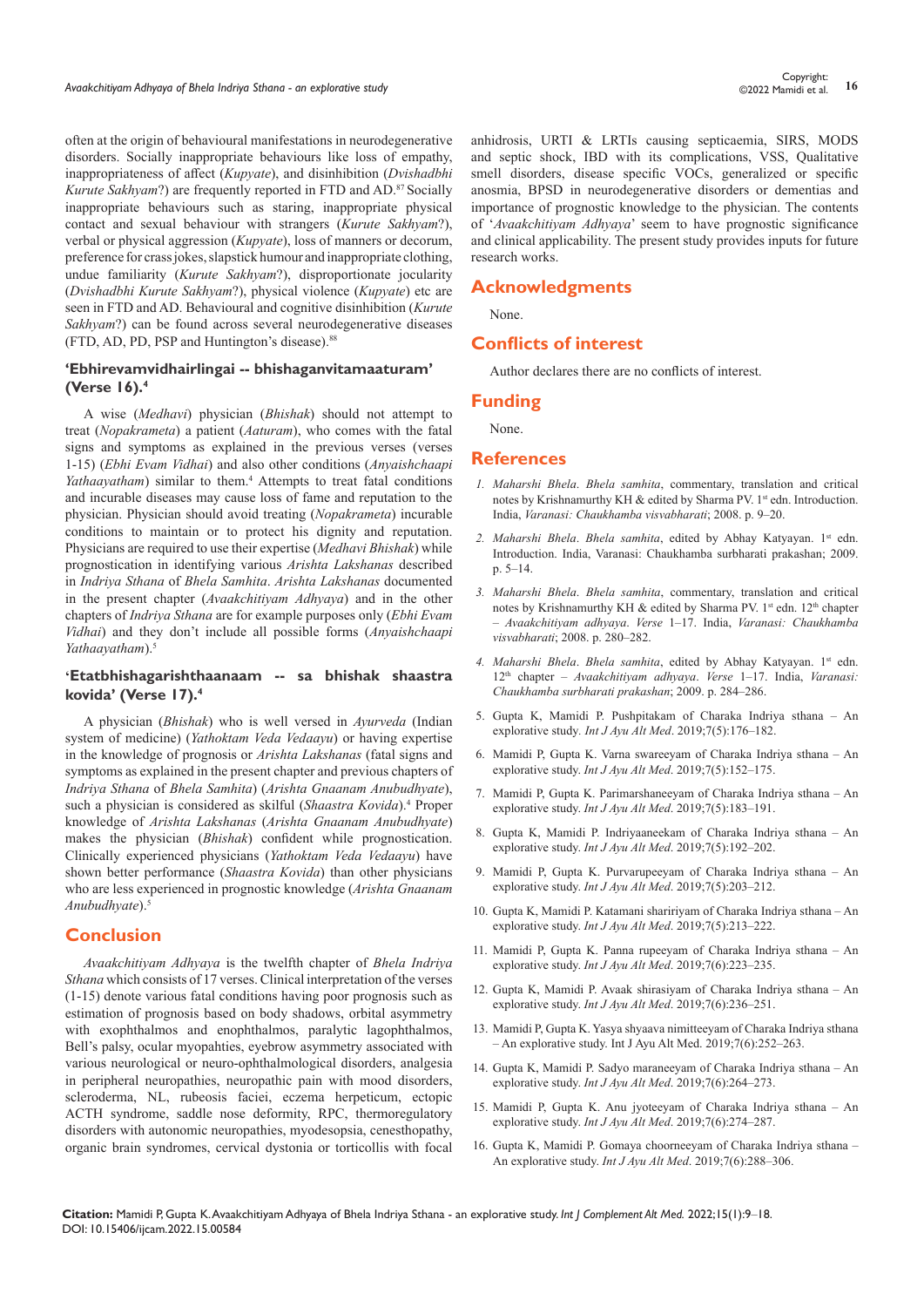often at the origin of behavioural manifestations in neurodegenerative disorders. Socially inappropriate behaviours like loss of empathy, inappropriateness of affect (*Kupyate*), and disinhibition (*Dvishadbhi Kurute Sakhyam*?) are frequently reported in FTD and AD.[87] Socially inappropriate behaviours such as staring, inappropriate physical contact and sexual behaviour with strangers (*Kurute Sakhyam*?), verbal or physical aggression (*Kupyate*), loss of manners or decorum, preference for crass jokes, slapstick humour and inappropriate clothing, undue familiarity (*Kurute Sakhyam*?), disproportionate jocularity (*Dvishadbhi Kurute Sakhyam*?), physical violence (*Kupyate*) etc are seen in FTD and AD. Behavioural and cognitive disinhibition (*Kurute Sakhyam*?) can be found across several neurodegenerative diseases (FTD, AD, PD, PSP and Huntington's disease).[88]

### 'Ebhirevamvidhairlingai -- bhishaganvitamaaturam' (Verse 16).[4]

A wise (*Medhavi*) physician (*Bhishak*) should not attempt to treat (*Nopakrameta*) a patient (*Aaturam*), who comes with the fatal signs and symptoms as explained in the previous verses (verses 1-15) (*Ebhi Evam Vidhai*) and also other conditions (*Anyaishchaapi Yathaayatham*) similar to them.[4] Attempts to treat fatal conditions and incurable diseases may cause loss of fame and reputation to the physician. Physician should avoid treating (*Nopakrameta*) incurable conditions to maintain or to protect his dignity and reputation. Physicians are required to use their expertise (*Medhavi Bhishak*) while prognostication in identifying various *Arishta Lakshanas* described in *Indriya Sthana* of *Bhela Samhita*. *Arishta Lakshanas* documented in the present chapter (*Avaakchitiyam Adhyaya*) and in the other chapters of *Indriya Sthana* are for example purposes only (*Ebhi Evam Vidhai*) and they don't include all possible forms (*Anyaishchaapi Yathaayatham*).[5]

### 'Etatbhishagarishthaanaam -- sa bhishak shaastra kovida' (Verse 17).[4]

A physician (*Bhishak*) who is well versed in *Ayurveda* (Indian system of medicine) (*Yathoktam Veda Vedaayu*) or having expertise in the knowledge of prognosis or *Arishta Lakshanas* (fatal signs and symptoms as explained in the present chapter and previous chapters of *Indriya Sthana* of *Bhela Samhita*) (*Arishta Gnaanam Anubudhyate*), such a physician is considered as skilful (*Shaastra Kovida*).[4] Proper knowledge of *Arishta Lakshanas* (*Arishta Gnaanam Anubudhyate*) makes the physician (*Bhishak*) confident while prognostication. Clinically experienced physicians (*Yathoktam Veda Vedaayu*) have shown better performance (*Shaastra Kovida*) than other physicians who are less experienced in prognostic knowledge (*Arishta Gnaanam Anubudhyate*).[5]

## Conclusion

*Avaakchitiyam Adhyaya* is the twelfth chapter of *Bhela Indriya Sthana* which consists of 17 verses. Clinical interpretation of the verses (1-15) denote various fatal conditions having poor prognosis such as estimation of prognosis based on body shadows, orbital asymmetry with exophthalmos and enophthalmos, paralytic lagophthalmos, Bell's palsy, ocular myopathies, eyebrow asymmetry associated with various neurological or neuro-ophthalmological disorders, analgesia in peripheral neuropathies, neuropathic pain with mood disorders, scleroderma, NL, rubeosis faciei, eczema herpeticum, ectopic ACTH syndrome, saddle nose deformity, RPC, thermoregulatory disorders with autonomic neuropathies, myodesopsia, cenesthopathy, organic brain syndromes, cervical dystonia or torticollis with focal anhidrosis, URTI & LRTIs causing septicaemia, SIRS, MODS and septic shock, IBD with its complications, VSS, Qualitative smell disorders, disease specific VOCs, generalized or specific anosmia, BPSD in neurodegenerative disorders or dementias and importance of prognostic knowledge to the physician. The contents of '*Avaakchitiyam Adhyaya*' seem to have prognostic significance and clinical applicability. The present study provides inputs for future research works.

## Acknowledgments

None.

## Conflicts of interest

Author declares there are no conflicts of interest.

## Funding

None.

## References

1. *Maharshi Bhela*. *Bhela samhita*, commentary, translation and critical notes by Krishnamurthy KH & edited by Sharma PV. 1st edn. Introduction. India, *Varanasi: Chaukhamba visvabharati*; 2008. p. 9–20.
2. *Maharshi Bhela*. *Bhela samhita*, edited by Abhay Katyayan. 1st edn. Introduction. India, Varanasi: Chaukhamba surbharati prakashan; 2009. p. 5–14.
3. *Maharshi Bhela*. *Bhela samhita*, commentary, translation and critical notes by Krishnamurthy KH & edited by Sharma PV. 1st edn. 12th chapter – *Avaakchitiyam adhyaya*. *Verse* 1–17. India, *Varanasi: Chaukhamba visvabharati*; 2008. p. 280–282.
4. *Maharshi Bhela*. *Bhela samhita*, edited by Abhay Katyayan. 1st edn. 12th chapter – *Avaakchitiyam adhyaya*. *Verse* 1–17. India, *Varanasi: Chaukhamba surbharati prakashan*; 2009. p. 284–286.
5. Gupta K, Mamidi P. Pushpitakam of Charaka Indriya sthana – An explorative study. *Int J Ayu Alt Med*. 2019;7(5):176–182.
6. Mamidi P, Gupta K. Varna swareeyam of Charaka Indriya sthana – An explorative study. *Int J Ayu Alt Med*. 2019;7(5):152–175.
7. Mamidi P, Gupta K. Parimarshaneeyam of Charaka Indriya sthana – An explorative study. *Int J Ayu Alt Med*. 2019;7(5):183–191.
8. Gupta K, Mamidi P. Indriyaaneekam of Charaka Indriya sthana – An explorative study. *Int J Ayu Alt Med*. 2019;7(5):192–202.
9. Mamidi P, Gupta K. Purvarupeeyam of Charaka Indriya sthana – An explorative study. *Int J Ayu Alt Med*. 2019;7(5):203–212.
10. Gupta K, Mamidi P. Katamani shaririyam of Charaka Indriya sthana – An explorative study. *Int J Ayu Alt Med*. 2019;7(5):213–222.
11. Mamidi P, Gupta K. Panna rupeeyam of Charaka Indriya sthana – An explorative study. *Int J Ayu Alt Med*. 2019;7(6):223–235.
12. Gupta K, Mamidi P. Avaak shirasiyam of Charaka Indriya sthana – An explorative study. *Int J Ayu Alt Med*. 2019;7(6):236–251.
13. Mamidi P, Gupta K. Yasya shyaava nimitteeyam of Charaka Indriya sthana – An explorative study. Int J Ayu Alt Med. 2019;7(6):252–263.
14. Gupta K, Mamidi P. Sadyo maraneeyam of Charaka Indriya sthana – An explorative study. *Int J Ayu Alt Med*. 2019;7(6):264–273.
15. Mamidi P, Gupta K. Anu jyoteeyam of Charaka Indriya sthana – An explorative study. *Int J Ayu Alt Med*. 2019;7(6):274–287.
16. Gupta K, Mamidi P. Gomaya choorneeyam of Charaka Indriya sthana – An explorative study. *Int J Ayu Alt Med*. 2019;7(6):288–306.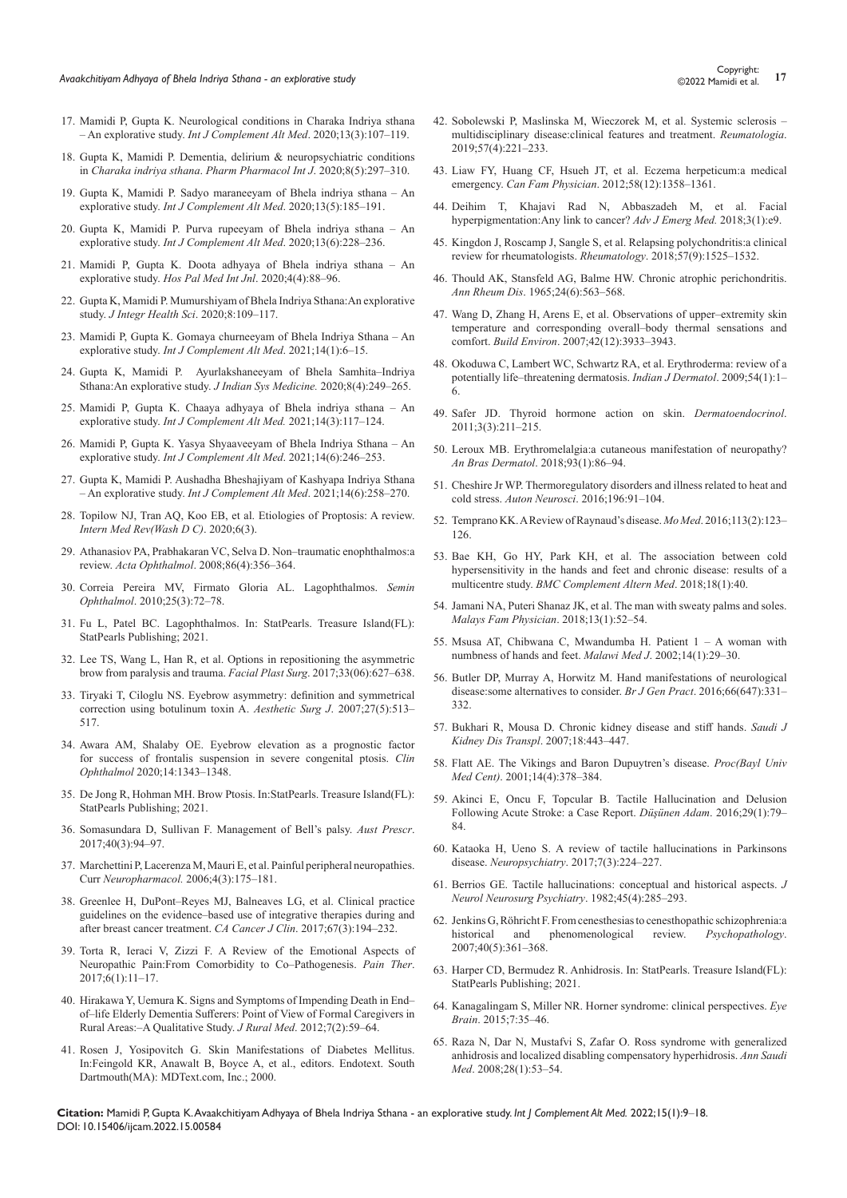17. Mamidi P, Gupta K. Neurological conditions in Charaka Indriya sthana – An explorative study. *Int J Complement Alt Med*. 2020;13(3):107–119.

18. Gupta K, Mamidi P. Dementia, delirium & neuropsychiatric conditions in *Charaka indriya sthana*. *Pharm Pharmacol Int J*. 2020;8(5):297–310.

19. Gupta K, Mamidi P. Sadyo maraneeyam of Bhela indriya sthana – An explorative study. *Int J Complement Alt Med*. 2020;13(5):185–191.

20. Gupta K, Mamidi P. Purva rupeeyam of Bhela indriya sthana – An explorative study. *Int J Complement Alt Med*. 2020;13(6):228–236.

21. Mamidi P, Gupta K. Doota adhyaya of Bhela indriya sthana – An explorative study. *Hos Pal Med Int Jnl*. 2020;4(4):88–96.

22. Gupta K, Mamidi P. Mumurshiyam of Bhela Indriya Sthana:An explorative study. *J Integr Health Sci*. 2020;8:109–117.

23. Mamidi P, Gupta K. Gomaya churneeyam of Bhela Indriya Sthana – An explorative study. *Int J Complement Alt Med*. 2021;14(1):6–15.

24. Gupta K, Mamidi P. Ayurlakshaneeyam of Bhela Samhita–Indriya Sthana:An explorative study. *J Indian Sys Medicine.* 2020;8(4):249–265.

25. Mamidi P, Gupta K. Chaaya adhyaya of Bhela indriya sthana – An explorative study. *Int J Complement Alt Med.* 2021;14(3):117–124.

26. Mamidi P, Gupta K. Yasya Shyaaveeyam of Bhela Indriya Sthana – An explorative study. *Int J Complement Alt Med*. 2021;14(6):246–253.

27. Gupta K, Mamidi P. Aushadha Bheshajiyam of Kashyapa Indriya Sthana – An explorative study. *Int J Complement Alt Med*. 2021;14(6):258–270.

28. Topilow NJ, Tran AQ, Koo EB, et al. Etiologies of Proptosis: A review. *Intern Med Rev(Wash D C)*. 2020;6(3).

29. Athanasiov PA, Prabhakaran VC, Selva D. Non–traumatic enophthalmos:a review. *Acta Ophthalmol*. 2008;86(4):356–364.

30. Correia Pereira MV, Firmato Gloria AL. Lagophthalmos. *Semin Ophthalmol*. 2010;25(3):72–78.

31. Fu L, Patel BC. Lagophthalmos. In: StatPearls. Treasure Island(FL): StatPearls Publishing; 2021.

32. Lee TS, Wang L, Han R, et al. Options in repositioning the asymmetric brow from paralysis and trauma. *Facial Plast Surg*. 2017;33(06):627–638.

33. Tiryaki T, Ciloglu NS. Eyebrow asymmetry: definition and symmetrical correction using botulinum toxin A. *Aesthetic Surg J*. 2007;27(5):513–517.

34. Awara AM, Shalaby OE. Eyebrow elevation as a prognostic factor for success of frontalis suspension in severe congenital ptosis. *Clin Ophthalmol* 2020;14:1343–1348.

35. De Jong R, Hohman MH. Brow Ptosis. In:StatPearls. Treasure Island(FL): StatPearls Publishing; 2021.

36. Somasundara D, Sullivan F. Management of Bell's palsy. *Aust Prescr*. 2017;40(3):94–97.

37. Marchettini P, Lacerenza M, Mauri E, et al. Painful peripheral neuropathies. Curr *Neuropharmacol.* 2006;4(3):175–181.

38. Greenlee H, DuPont–Reyes MJ, Balneaves LG, et al. Clinical practice guidelines on the evidence–based use of integrative therapies during and after breast cancer treatment. *CA Cancer J Clin*. 2017;67(3):194–232.

39. Torta R, Ieraci V, Zizzi F. A Review of the Emotional Aspects of Neuropathic Pain:From Comorbidity to Co–Pathogenesis. *Pain Ther*. 2017;6(1):11–17.

40. Hirakawa Y, Uemura K. Signs and Symptoms of Impending Death in End–of–life Elderly Dementia Sufferers: Point of View of Formal Caregivers in Rural Areas:–A Qualitative Study. *J Rural Med*. 2012;7(2):59–64.

41. Rosen J, Yosipovitch G. Skin Manifestations of Diabetes Mellitus. In:Feingold KR, Anawalt B, Boyce A, et al., editors. Endotext. South Dartmouth(MA): MDText.com, Inc.; 2000.

42. Sobolewski P, Maslinska M, Wieczorek M, et al. Systemic sclerosis – multidisciplinary disease:clinical features and treatment. *Reumatologia*. 2019;57(4):221–233.

43. Liaw FY, Huang CF, Hsueh JT, et al. Eczema herpeticum:a medical emergency. *Can Fam Physician*. 2012;58(12):1358–1361.

44. Deihim T, Khajavi Rad N, Abbaszadeh M, et al. Facial hyperpigmentation:Any link to cancer? *Adv J Emerg Med.* 2018;3(1):e9.

45. Kingdon J, Roscamp J, Sangle S, et al. Relapsing polychondritis:a clinical review for rheumatologists. *Rheumatology*. 2018;57(9):1525–1532.

46. Thould AK, Stansfeld AG, Balme HW. Chronic atrophic perichondritis. *Ann Rheum Dis*. 1965;24(6):563–568.

47. Wang D, Zhang H, Arens E, et al. Observations of upper–extremity skin temperature and corresponding overall–body thermal sensations and comfort. *Build Environ*. 2007;42(12):3933–3943.

48. Okoduwa C, Lambert WC, Schwartz RA, et al. Erythroderma: review of a potentially life–threatening dermatosis. *Indian J Dermatol*. 2009;54(1):1–6.

49. Safer JD. Thyroid hormone action on skin. *Dermatoendocrinol*. 2011;3(3):211–215.

50. Leroux MB. Erythromelalgia:a cutaneous manifestation of neuropathy? *An Bras Dermatol*. 2018;93(1):86–94.

51. Cheshire Jr WP. Thermoregulatory disorders and illness related to heat and cold stress. *Auton Neurosci*. 2016;196:91–104.

52. Tremprano KK. A Review of Raynaud's disease. *Mo Med*. 2016;113(2):123–126.

53. Bae KH, Go HY, Park KH, et al. The association between cold hypersensitivity in the hands and feet and chronic disease: results of a multicentre study. *BMC Complement Altern Med*. 2018;18(1):40.

54. Jamani NA, Puteri Shanaz JK, et al. The man with sweaty palms and soles. *Malays Fam Physician*. 2018;13(1):52–54.

55. Msusa AT, Chibwana C, Mwandumba H. Patient 1 – A woman with numbness of hands and feet. *Malawi Med J*. 2002;14(1):29–30.

56. Butler DP, Murray A, Horwitz M. Hand manifestations of neurological disease:some alternatives to consider. *Br J Gen Pract*. 2016;66(647):331–332.

57. Bukhari R, Mousa D. Chronic kidney disease and stiff hands. *Saudi J Kidney Dis Transpl*. 2007;18:443–447.

58. Flatt AE. The Vikings and Baron Dupuytren's disease. *Proc(Bayl Univ Med Cent)*. 2001;14(4):378–384.

59. Akinci E, Oncu F, Topcular B. Tactile Hallucination and Delusion Following Acute Stroke: a Case Report. *Düşünen Adam*. 2016;29(1):79–84.

60. Kataoka H, Ueno S. A review of tactile hallucinations in Parkinsons disease. *Neuropsychiatry*. 2017;7(3):224–227.

61. Berrios GE. Tactile hallucinations: conceptual and historical aspects. *J Neurol Neurosurg Psychiatry*. 1982;45(4):285–293.

62. Jenkins G, Röhricht F. From cenesthesias to cenesthopathic schizophrenia:a historical and phenomenological review. *Psychopathology*. 2007;40(5):361–368.

63. Harper CD, Bermudez R. Anhidrosis. In: StatPearls. Treasure Island(FL): StatPearls Publishing; 2021.

64. Kanagalingam S, Miller NR. Horner syndrome: clinical perspectives. *Eye Brain*. 2015;7:35–46.

65. Raza N, Dar N, Mustafvi S, Zafar O. Ross syndrome with generalized anhidrosis and localized disabling compensatory hyperhidrosis. *Ann Saudi Med*. 2008;28(1):53–54.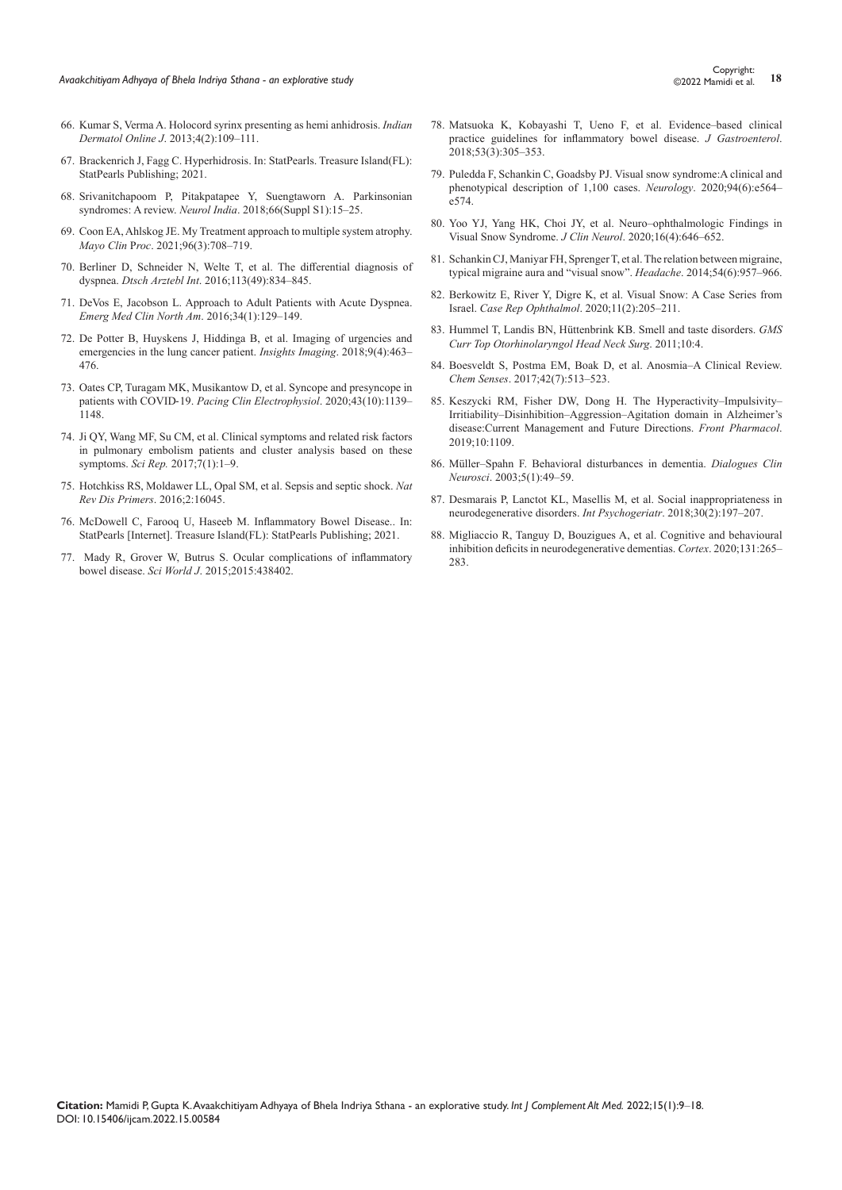66. Kumar S, Verma A. Holocord syrinx presenting as hemi anhidrosis. *Indian Dermatol Online J*. 2013;4(2):109–111.
67. Brackenrich J, Fagg C. Hyperhidrosis. In: StatPearls. Treasure Island(FL): StatPearls Publishing; 2021.
68. Srivanitchapoom P, Pitakpatapee Y, Suengtaworn A. Parkinsonian syndromes: A review. *Neurol India*. 2018;66(Suppl S1):15–25.
69. Coon EA, Ahlskog JE. My Treatment approach to multiple system atrophy. *Mayo Clin Proc*. 2021;96(3):708–719.
70. Berliner D, Schneider N, Welte T, et al. The differential diagnosis of dyspnea. *Dtsch Arztebl Int*. 2016;113(49):834–845.
71. DeVos E, Jacobson L. Approach to Adult Patients with Acute Dyspnea. *Emerg Med Clin North Am*. 2016;34(1):129–149.
72. De Potter B, Huyskens J, Hiddinga B, et al. Imaging of urgencies and emergencies in the lung cancer patient. *Insights Imaging*. 2018;9(4):463–476.
73. Oates CP, Turagam MK, Musikantow D, et al. Syncope and presyncope in patients with COVID-19. *Pacing Clin Electrophysiol*. 2020;43(10):1139–1148.
74. Ji QY, Wang MF, Su CM, et al. Clinical symptoms and related risk factors in pulmonary embolism patients and cluster analysis based on these symptoms. *Sci Rep.* 2017;7(1):1–9.
75. Hotchkiss RS, Moldawer LL, Opal SM, et al. Sepsis and septic shock. *Nat Rev Dis Primers*. 2016;2:16045.
76. McDowell C, Farooq U, Haseeb M. Inflammatory Bowel Disease.. In: StatPearls [Internet]. Treasure Island(FL): StatPearls Publishing; 2021.
77. Mady R, Grover W, Butrus S. Ocular complications of inflammatory bowel disease. *Sci World J*. 2015;2015:438402.
78. Matsuoka K, Kobayashi T, Ueno F, et al. Evidence–based clinical practice guidelines for inflammatory bowel disease. *J Gastroenterol*. 2018;53(3):305–353.
79. Puledda F, Schankin C, Goadsby PJ. Visual snow syndrome:A clinical and phenotypical description of 1,100 cases. *Neurology*. 2020;94(6):e564–e574.
80. Yoo YJ, Yang HK, Choi JY, et al. Neuro–ophthalmologic Findings in Visual Snow Syndrome. *J Clin Neurol*. 2020;16(4):646–652.
81. Schankin CJ, Maniyar FH, Sprenger T, et al. The relation between migraine, typical migraine aura and "visual snow". *Headache*. 2014;54(6):957–966.
82. Berkowitz E, River Y, Digre K, et al. Visual Snow: A Case Series from Israel. *Case Rep Ophthalmol*. 2020;11(2):205–211.
83. Hummel T, Landis BN, Hüttenbrink KB. Smell and taste disorders. *GMS Curr Top Otorhinolaryngol Head Neck Surg*. 2011;10:4.
84. Boesveldt S, Postma EM, Boak D, et al. Anosmia–A Clinical Review. *Chem Senses*. 2017;42(7):513–523.
85. Keszycki RM, Fisher DW, Dong H. The Hyperactivity–Impulsivity–Irritiability–Disinhibition–Aggression–Agitation domain in Alzheimer's disease:Current Management and Future Directions. *Front Pharmacol*. 2019;10:1109.
86. Müller–Spahn F. Behavioral disturbances in dementia. *Dialogues Clin Neurosci*. 2003;5(1):49–59.
87. Desmarais P, Lanctot KL, Masellis M, et al. Social inappropriateness in neurodegenerative disorders. *Int Psychogeriatr*. 2018;30(2):197–207.
88. Migliaccio R, Tanguy D, Bouzigues A, et al. Cognitive and behavioural inhibition deficits in neurodegenerative dementias. *Cortex*. 2020;131:265–283.